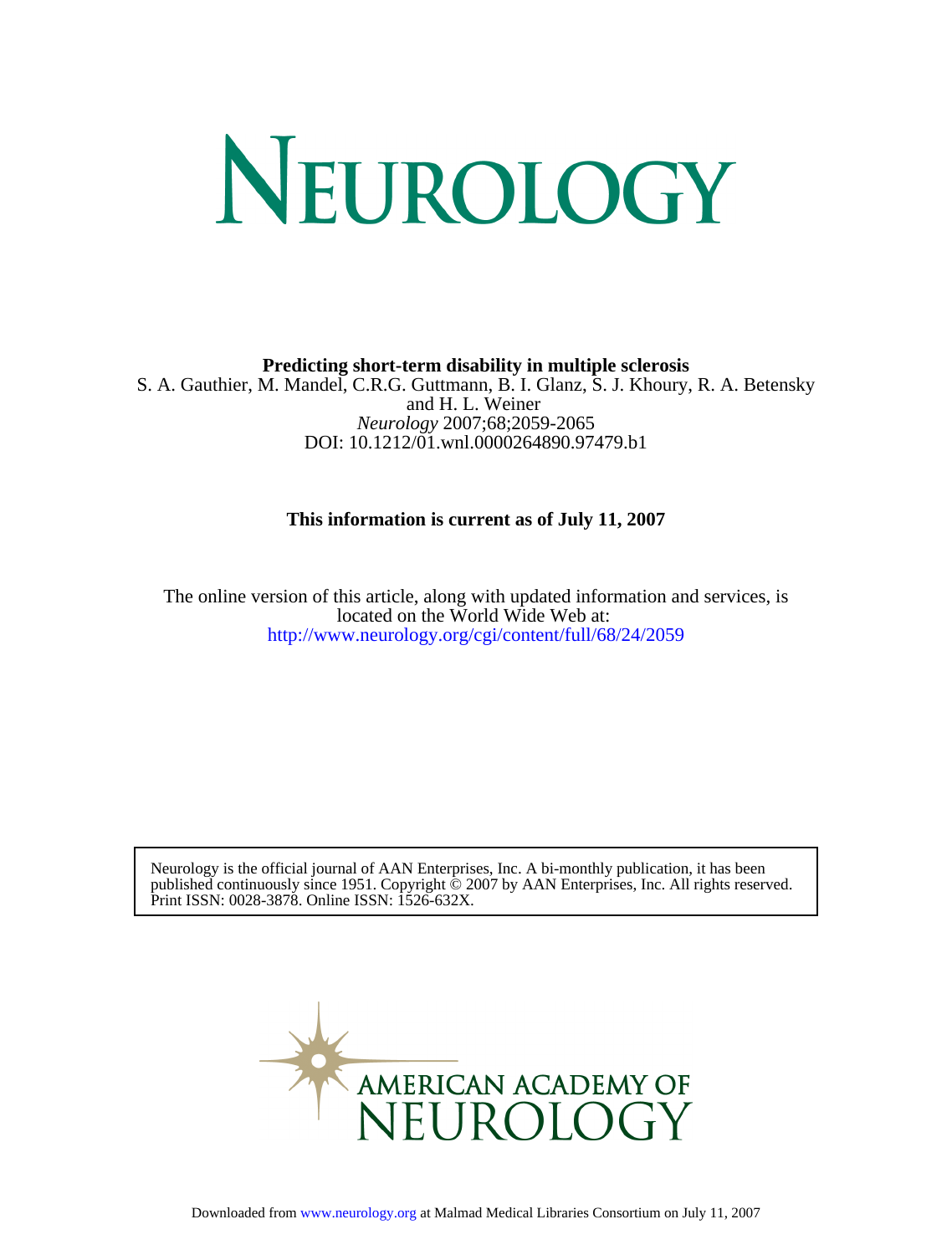# NEUROLOGY

**Predicting short-term disability in multiple sclerosis**

S. A. Gauthier, M. Mandel, C.R.G. Guttmann, B. I. Glanz, S. J. Khoury, R. A. Betensky and H. L. Weiner

*Neurology* 2007;68;2059-2065

DOI: 10.1212/01.wnl.0000264890.97479.b1

**This information is current as of July 11, 2007**

The online version of this article, along with updated information and services, is located on the World Wide Web at:
http://www.neurology.org/cgi/content/full/68/24/2059

Neurology is the official journal of AAN Enterprises, Inc. A bi-monthly publication, it has been published continuously since 1951. Copyright © 2007 by AAN Enterprises, Inc. All rights reserved. Print ISSN: 0028-3878. Online ISSN: 1526-632X.

AMERICAN ACADEMY OF NEUROLOGY

Downloaded from www.neurology.org at Malmad Medical Libraries Consortium on July 11, 2007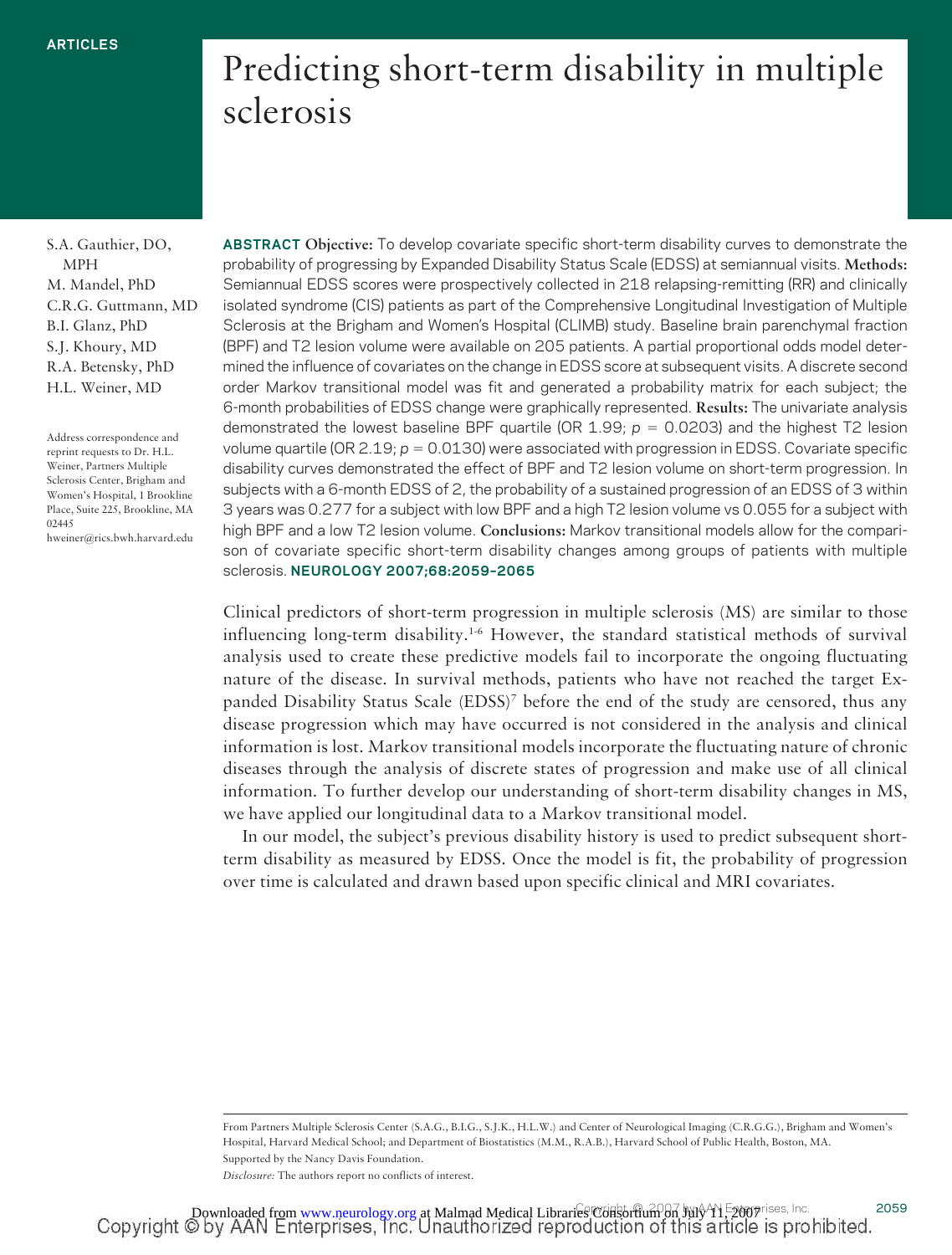ARTICLES

# Predicting short-term disability in multiple sclerosis

S.A. Gauthier, DO, MPH
M. Mandel, PhD
C.R.G. Guttmann, MD
B.I. Glanz, PhD
S.J. Khoury, MD
R.A. Betensky, PhD
H.L. Weiner, MD

Address correspondence and reprint requests to Dr. H.L. Weiner, Partners Multiple Sclerosis Center, Brigham and Women's Hospital, 1 Brookline Place, Suite 225, Brookline, MA 02445
hweiner@rics.bwh.harvard.edu

**ABSTRACT** **Objective:** To develop covariate specific short-term disability curves to demonstrate the probability of progressing by Expanded Disability Status Scale (EDSS) at semiannual visits. **Methods:** Semiannual EDSS scores were prospectively collected in 218 relapsing-remitting (RR) and clinically isolated syndrome (CIS) patients as part of the Comprehensive Longitudinal Investigation of Multiple Sclerosis at the Brigham and Women's Hospital (CLIMB) study. Baseline brain parenchymal fraction (BPF) and T2 lesion volume were available on 205 patients. A partial proportional odds model determined the influence of covariates on the change in EDSS score at subsequent visits. A discrete second order Markov transitional model was fit and generated a probability matrix for each subject; the 6-month probabilities of EDSS change were graphically represented. **Results:** The univariate analysis demonstrated the lowest baseline BPF quartile (OR 1.99; $p = 0.0203$) and the highest T2 lesion volume quartile (OR 2.19; $p = 0.0130$) were associated with progression in EDSS. Covariate specific disability curves demonstrated the effect of BPF and T2 lesion volume on short-term progression. In subjects with a 6-month EDSS of 2, the probability of a sustained progression of an EDSS of 3 within 3 years was 0.277 for a subject with low BPF and a high T2 lesion volume vs 0.055 for a subject with high BPF and a low T2 lesion volume. **Conclusions:** Markov transitional models allow for the comparison of covariate specific short-term disability changes among groups of patients with multiple sclerosis. NEUROLOGY 2007;68:2059–2065

Clinical predictors of short-term progression in multiple sclerosis (MS) are similar to those influencing long-term disability.[1-6] However, the standard statistical methods of survival analysis used to create these predictive models fail to incorporate the ongoing fluctuating nature of the disease. In survival methods, patients who have not reached the target Expanded Disability Status Scale (EDSS)[7] before the end of the study are censored, thus any disease progression which may have occurred is not considered in the analysis and clinical information is lost. Markov transitional models incorporate the fluctuating nature of chronic diseases through the analysis of discrete states of progression and make use of all clinical information. To further develop our understanding of short-term disability changes in MS, we have applied our longitudinal data to a Markov transitional model.

In our model, the subject's previous disability history is used to predict subsequent short-term disability as measured by EDSS. Once the model is fit, the probability of progression over time is calculated and drawn based upon specific clinical and MRI covariates.

From Partners Multiple Sclerosis Center (S.A.G., B.I.G., S.J.K., H.L.W.) and Center of Neurological Imaging (C.R.G.G.), Brigham and Women's Hospital, Harvard Medical School; and Department of Biostatistics (M.M., R.A.B.), Harvard School of Public Health, Boston, MA.
Supported by the Nancy Davis Foundation.
*Disclosure:* The authors report no conflicts of interest.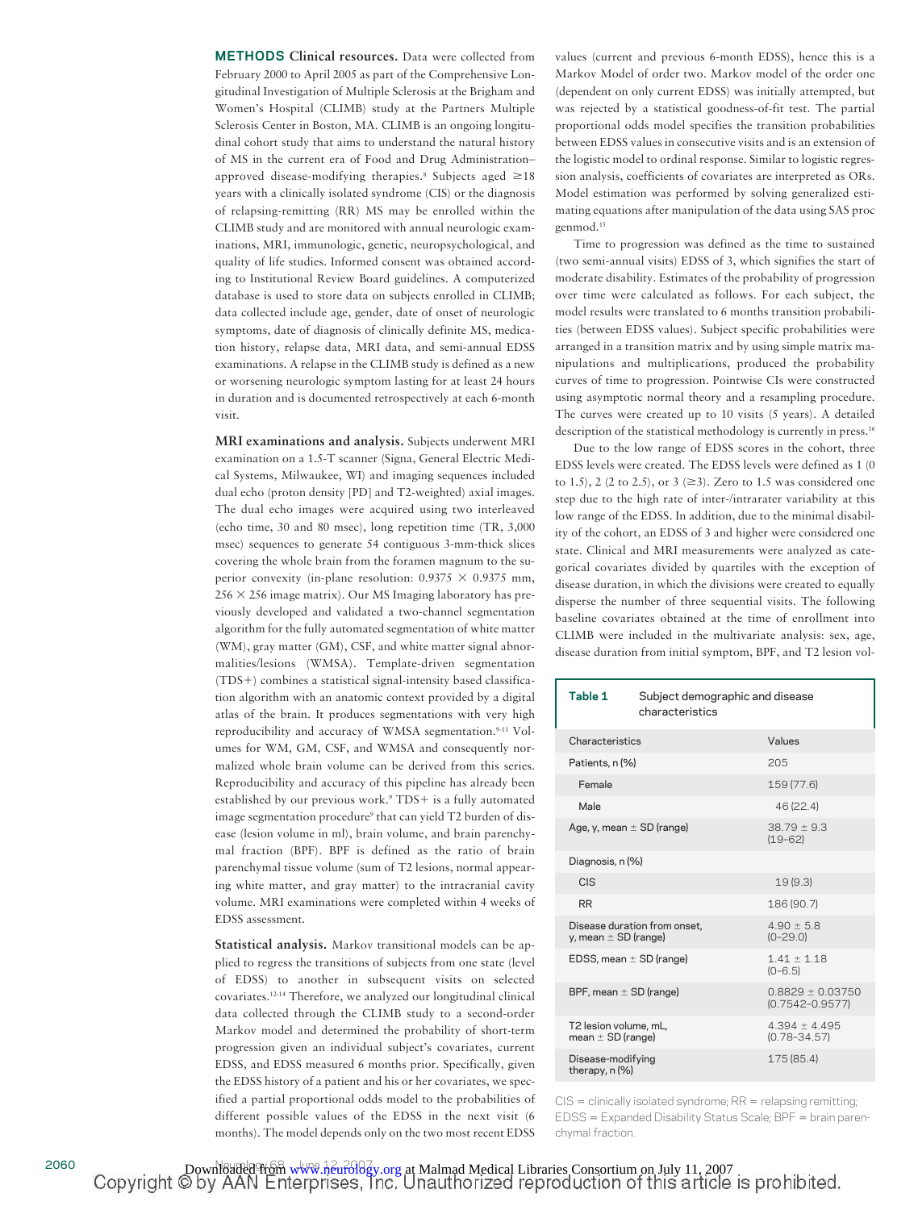**METHODS Clinical resources.** Data were collected from February 2000 to April 2005 as part of the Comprehensive Longitudinal Investigation of Multiple Sclerosis at the Brigham and Women's Hospital (CLIMB) study at the Partners Multiple Sclerosis Center in Boston, MA. CLIMB is an ongoing longitudinal cohort study that aims to understand the natural history of MS in the current era of Food and Drug Administration–approved disease-modifying therapies.[8] Subjects aged ≥18 years with a clinically isolated syndrome (CIS) or the diagnosis of relapsing-remitting (RR) MS may be enrolled within the CLIMB study and are monitored with annual neurologic examinations, MRI, immunologic, genetic, neuropsychological, and quality of life studies. Informed consent was obtained according to Institutional Review Board guidelines. A computerized database is used to store data on subjects enrolled in CLIMB; data collected include age, gender, date of onset of neurologic symptoms, date of diagnosis of clinically definite MS, medication history, relapse data, MRI data, and semi-annual EDSS examinations. A relapse in the CLIMB study is defined as a new or worsening neurologic symptom lasting for at least 24 hours in duration and is documented retrospectively at each 6-month visit.

**MRI examinations and analysis.** Subjects underwent MRI examination on a 1.5-T scanner (Signa, General Electric Medical Systems, Milwaukee, WI) and imaging sequences included dual echo (proton density [PD] and T2-weighted) axial images. The dual echo images were acquired using two interleaved (echo time, 30 and 80 msec), long repetition time (TR, 3,000 msec) sequences to generate 54 contiguous 3-mm-thick slices covering the whole brain from the foramen magnum to the superior convexity (in-plane resolution: 0.9375 × 0.9375 mm, 256 × 256 image matrix). Our MS Imaging laboratory has previously developed and validated a two-channel segmentation algorithm for the fully automated segmentation of white matter (WM), gray matter (GM), CSF, and white matter signal abnormalities/lesions (WMSA). Template-driven segmentation (TDS+) combines a statistical signal-intensity based classification algorithm with an anatomic context provided by a digital atlas of the brain. It produces segmentations with very high reproducibility and accuracy of WMSA segmentation.[9-11] Volumes for WM, GM, CSF, and WMSA and consequently normalized whole brain volume can be derived from this series. Reproducibility and accuracy of this pipeline has already been established by our previous work.[9] TDS+ is a fully automated image segmentation procedure[9] that can yield T2 burden of disease (lesion volume in ml), brain volume, and brain parenchymal fraction (BPF). BPF is defined as the ratio of brain parenchymal tissue volume (sum of T2 lesions, normal appearing white matter, and gray matter) to the intracranial cavity volume. MRI examinations were completed within 4 weeks of EDSS assessment.

**Statistical analysis.** Markov transitional models can be applied to regress the transitions of subjects from one state (level of EDSS) to another in subsequent visits on selected covariates.[12-14] Therefore, we analyzed our longitudinal clinical data collected through the CLIMB study to a second-order Markov model and determined the probability of short-term progression given an individual subject's covariates, current EDSS, and EDSS measured 6 months prior. Specifically, given the EDSS history of a patient and his or her covariates, we specified a partial proportional odds model to the probabilities of different possible values of the EDSS in the next visit (6 months). The model depends only on the two most recent EDSS values (current and previous 6-month EDSS), hence this is a Markov Model of order two. Markov model of the order one (dependent on only current EDSS) was initially attempted, but was rejected by a statistical goodness-of-fit test. The partial proportional odds model specifies the transition probabilities between EDSS values in consecutive visits and is an extension of the logistic model to ordinal response. Similar to logistic regression analysis, coefficients of covariates are interpreted as ORs. Model estimation was performed by solving generalized estimating equations after manipulation of the data using SAS proc genmod.[15]

Time to progression was defined as the time to sustained (two semi-annual visits) EDSS of 3, which signifies the start of moderate disability. Estimates of the probability of progression over time were calculated as follows. For each subject, the model results were translated to 6 months transition probabilities (between EDSS values). Subject specific probabilities were arranged in a transition matrix and by using simple matrix manipulations and multiplications, produced the probability curves of time to progression. Pointwise CIs were constructed using asymptotic normal theory and a resampling procedure. The curves were created up to 10 visits (5 years). A detailed description of the statistical methodology is currently in press.[16]

Due to the low range of EDSS scores in the cohort, three EDSS levels were created. The EDSS levels were defined as 1 (0 to 1.5), 2 (2 to 2.5), or 3 (≥3). Zero to 1.5 was considered one step due to the high rate of inter-/intrarater variability at this low range of the EDSS. In addition, due to the minimal disability of the cohort, an EDSS of 3 and higher were considered one state. Clinical and MRI measurements were analyzed as categorical covariates divided by quartiles with the exception of disease duration, in which the divisions were created to equally disperse the number of three sequential visits. The following baseline covariates obtained at the time of enrollment into CLIMB were included in the multivariate analysis: sex, age, disease duration from initial symptom, BPF, and T2 lesion vol-

**Table 1** Subject demographic and disease characteristics

| Characteristics | Values |
|---|---|
| Patients, n (%) | 205 |
| Female | 159 (77.6) |
| Male | 46 (22.4) |
| Age, y, mean ± SD (range) | 38.79 ± 9.3 (19–62) |
| Diagnosis, n (%) | |
| CIS | 19 (9.3) |
| RR | 186 (90.7) |
| Disease duration from onset, y, mean ± SD (range) | 4.90 ± 5.8 (0–29.0) |
| EDSS, mean ± SD (range) | 1.41 ± 1.18 (0–6.5) |
| BPF, mean ± SD (range) | 0.8829 ± 0.03750 (0.7542–0.9577) |
| T2 lesion volume, mL, mean ± SD (range) | 4.394 ± 4.495 (0.78–34.57) |
| Disease-modifying therapy, n (%) | 175 (85.4) |

CIS = clinically isolated syndrome; RR = relapsing remitting; EDSS = Expanded Disability Status Scale; BPF = brain parenchymal fraction.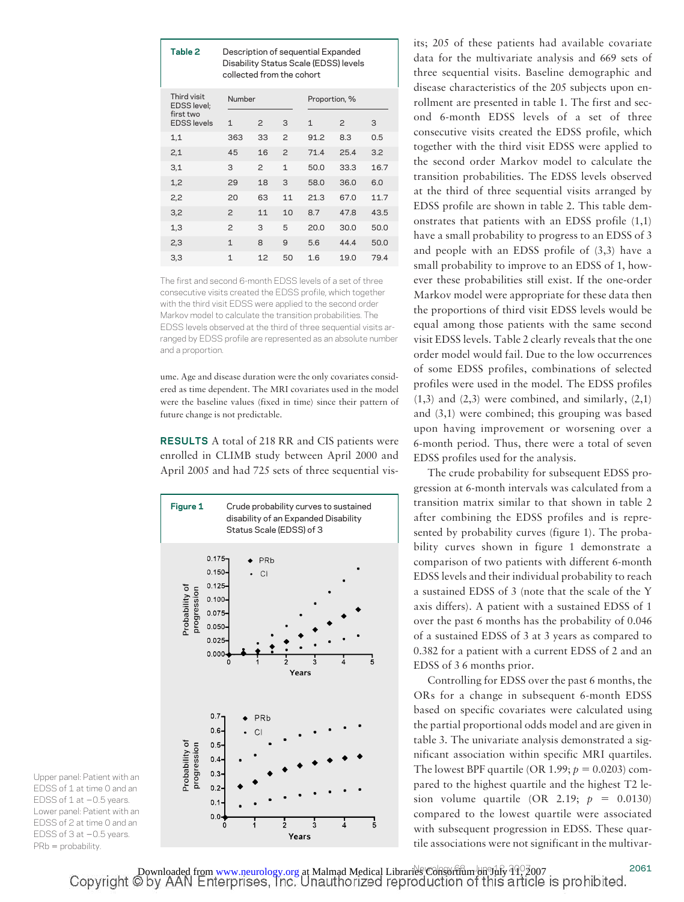**Table 2** Description of sequential Expanded Disability Status Scale (EDSS) levels collected from the cohort

| Third visit EDSS level; first two EDSS levels | Number | | | Proportion, % | | |
|---|---|---|---|---|---|---|
| | 1 | 2 | 3 | 1 | 2 | 3 |
| 1,1 | 363 | 33 | 2 | 91.2 | 8.3 | 0.5 |
| 2,1 | 45 | 16 | 2 | 71.4 | 25.4 | 3.2 |
| 3,1 | 3 | 2 | 1 | 50.0 | 33.3 | 16.7 |
| 1,2 | 29 | 18 | 3 | 58.0 | 36.0 | 6.0 |
| 2,2 | 20 | 63 | 11 | 21.3 | 67.0 | 11.7 |
| 3,2 | 2 | 11 | 10 | 8.7 | 47.8 | 43.5 |
| 1,3 | 2 | 3 | 5 | 20.0 | 30.0 | 50.0 |
| 2,3 | 1 | 8 | 9 | 5.6 | 44.4 | 50.0 |
| 3,3 | 1 | 12 | 50 | 1.6 | 19.0 | 79.4 |

The first and second 6-month EDSS levels of a set of three consecutive visits created the EDSS profile, which together with the third visit EDSS were applied to the second order Markov model to calculate the transition probabilities. The EDSS levels observed at the third of three sequential visits arranged by EDSS profile are represented as an absolute number and a proportion.

ume. Age and disease duration were the only covariates considered as time dependent. The MRI covariates used in the model were the baseline values (fixed in time) since their pattern of future change is not predictable.

**RESULTS** A total of 218 RR and CIS patients were enrolled in CLIMB study between April 2000 and April 2005 and had 725 sets of three sequential visits; 205 of these patients had available covariate data for the multivariate analysis and 669 sets of three sequential visits. Baseline demographic and disease characteristics of the 205 subjects upon enrollment are presented in table 1. The first and second 6-month EDSS levels of a set of three consecutive visits created the EDSS profile, which together with the third visit EDSS were applied to the second order Markov model to calculate the transition probabilities. The EDSS levels observed at the third of three sequential visits arranged by EDSS profile are shown in table 2. This table demonstrates that patients with an EDSS profile (1,1) have a small probability to progress to an EDSS of 3 and people with an EDSS profile of (3,3) have a small probability to improve to an EDSS of 1, however these probabilities still exist. If the one-order Markov model were appropriate for these data then the proportions of third visit EDSS levels would be equal among those patients with the same second visit EDSS levels. Table 2 clearly reveals that the one order model would fail. Due to the low occurrences of some EDSS profiles, combinations of selected profiles were used in the model. The EDSS profiles (1,3) and (2,3) were combined, and similarly, (2,1) and (3,1) were combined; this grouping was based upon having improvement or worsening over a 6-month period. Thus, there were a total of seven EDSS profiles used for the analysis.

The crude probability for subsequent EDSS progression at 6-month intervals was calculated from a transition matrix similar to that shown in table 2 after combining the EDSS profiles and is represented by probability curves (figure 1). The probability curves shown in figure 1 demonstrate a comparison of two patients with different 6-month EDSS levels and their individual probability to reach a sustained EDSS of 3 (note that the scale of the Y axis differs). A patient with a sustained EDSS of 1 over the past 6 months has the probability of 0.046 of a sustained EDSS of 3 at 3 years as compared to 0.382 for a patient with a current EDSS of 2 and an EDSS of 3 6 months prior.

Controlling for EDSS over the past 6 months, the ORs for a change in subsequent 6-month EDSS based on specific covariates were calculated using the partial proportional odds model and are given in table 3. The univariate analysis demonstrated a significant association within specific MRI quartiles. The lowest BPF quartile (OR 1.99; $p = 0.0203$) compared to the highest quartile and the highest T2 lesion volume quartile (OR 2.19; $p = 0.0130$) compared to the lowest quartile were associated with subsequent progression in EDSS. These quartile associations were not significant in the multivar-

**Figure 1** Crude probability curves to sustained disability of an Expanded Disability Status Scale (EDSS) of 3

Upper panel: Patient with an EDSS of 1 at time 0 and an EDSS of 1 at −0.5 years. Lower panel: Patient with an EDSS of 2 at time 0 and an EDSS of 3 at −0.5 years. PRb = probability.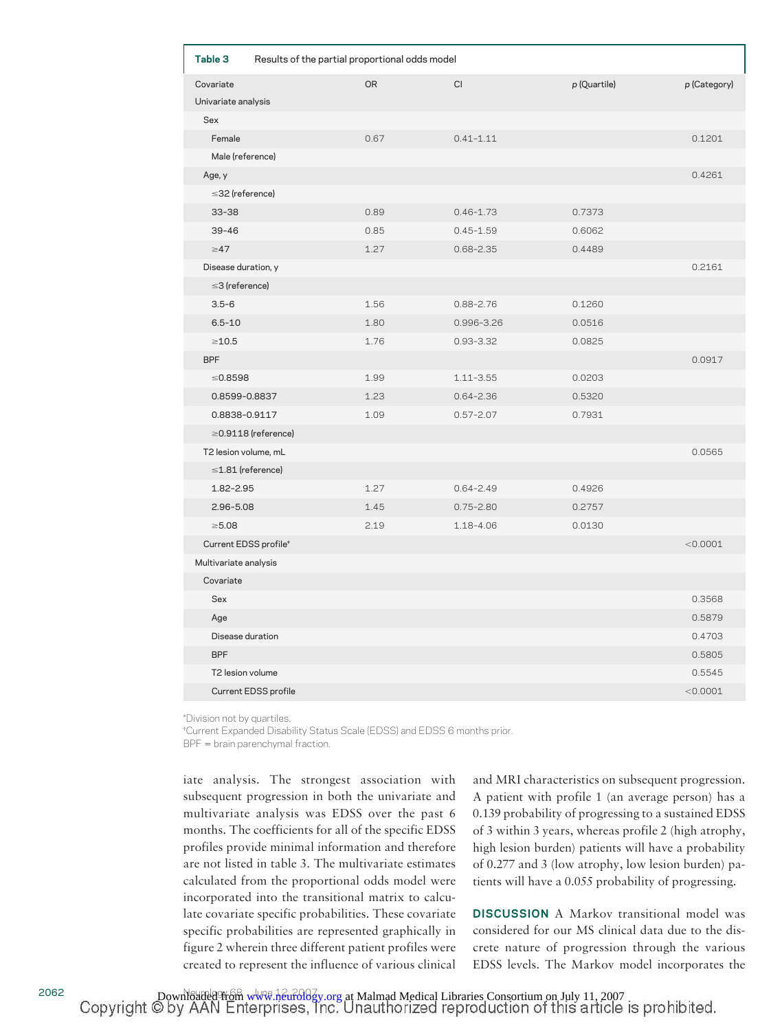**Table 3** Results of the partial proportional odds model

| Covariate | OR | CI | p (Quartile) | p (Category) |
|---|---|---|---|---|
| Univariate analysis | | | | |
| Sex | | | | |
| Female | 0.67 | 0.41–1.11 | | 0.1201 |
| Male (reference) | | | | |
| Age, y | | | | 0.4261 |
| ≤32 (reference) | | | | |
| 33–38 | 0.89 | 0.46–1.73 | 0.7373 | |
| 39–46 | 0.85 | 0.45–1.59 | 0.6062 | |
| ≥47 | 1.27 | 0.68–2.35 | 0.4489 | |
| Disease duration, y | | | | 0.2161 |
| ≤3 (reference) | | | | |
| 3.5–6 | 1.56 | 0.88–2.76 | 0.1260 | |
| 6.5–10 | 1.80 | 0.996–3.26 | 0.0516 | |
| ≥10.5 | 1.76 | 0.93–3.32 | 0.0825 | |
| BPF | | | | 0.0917 |
| ≤0.8598 | 1.99 | 1.11–3.55 | 0.0203 | |
| 0.8599–0.8837 | 1.23 | 0.64–2.36 | 0.5320 | |
| 0.8838–0.9117 | 1.09 | 0.57–2.07 | 0.7931 | |
| ≥0.9118 (reference) | | | | |
| T2 lesion volume, mL | | | | 0.0565 |
| ≤1.81 (reference) | | | | |
| 1.82–2.95 | 1.27 | 0.64–2.49 | 0.4926 | |
| 2.96–5.08 | 1.45 | 0.75–2.80 | 0.2757 | |
| ≥5.08 | 2.19 | 1.18–4.06 | 0.0130 | |
| Current EDSS profile*† | | | | <0.0001 |
| Multivariate analysis | | | | |
| Covariate | | | | |
| Sex | | | | 0.3568 |
| Age | | | | 0.5879 |
| Disease duration | | | | 0.4703 |
| BPF | | | | 0.5805 |
| T2 lesion volume | | | | 0.5545 |
| Current EDSS profile | | | | <0.0001 |

*Division not by quartiles.
†Current Expanded Disability Status Scale (EDSS) and EDSS 6 months prior.
BPF = brain parenchymal fraction.

iate analysis. The strongest association with subsequent progression in both the univariate and multivariate analysis was EDSS over the past 6 months. The coefficients for all of the specific EDSS profiles provide minimal information and therefore are not listed in table 3. The multivariate estimates calculated from the proportional odds model were incorporated into the transitional matrix to calculate covariate specific probabilities. These covariate specific probabilities are represented graphically in figure 2 wherein three different patient profiles were created to represent the influence of various clinical and MRI characteristics on subsequent progression. A patient with profile 1 (an average person) has a 0.139 probability of progressing to a sustained EDSS of 3 within 3 years, whereas profile 2 (high atrophy, high lesion burden) patients will have a probability of 0.277 and 3 (low atrophy, low lesion burden) patients will have a 0.055 probability of progressing.

**DISCUSSION** A Markov transitional model was considered for our MS clinical data due to the discrete nature of progression through the various EDSS levels. The Markov model incorporates the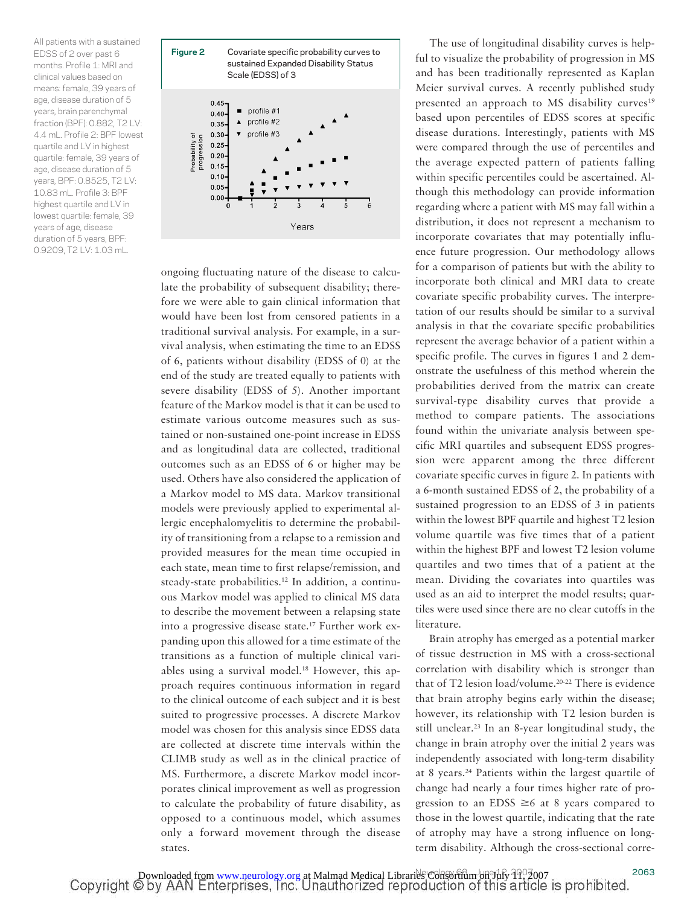**Figure 2** Covariate specific probability curves to sustained Expanded Disability Status Scale (EDSS) of 3

All patients with a sustained EDSS of 2 over past 6 months. Profile 1: MRI and clinical values based on means: female, 39 years of age, disease duration of 5 years, brain parenchymal fraction (BPF): 0.882, T2 LV: 4.4 mL. Profile 2: BPF lowest quartile and LV in highest quartile: female, 39 years of age, disease duration of 5 years, BPF: 0.8525, T2 LV: 10.83 mL. Profile 3: BPF highest quartile and LV in lowest quartile: female, 39 years of age, disease duration of 5 years, BPF: 0.9209, T2 LV: 1.03 mL.

ongoing fluctuating nature of the disease to calculate the probability of subsequent disability; therefore we were able to gain clinical information that would have been lost from censored patients in a traditional survival analysis. For example, in a survival analysis, when estimating the time to an EDSS of 6, patients without disability (EDSS of 0) at the end of the study are treated equally to patients with severe disability (EDSS of 5). Another important feature of the Markov model is that it can be used to estimate various outcome measures such as sustained or non-sustained one-point increase in EDSS and as longitudinal data are collected, traditional outcomes such as an EDSS of 6 or higher may be used. Others have also considered the application of a Markov model to MS data. Markov transitional models were previously applied to experimental allergic encephalomyelitis to determine the probability of transitioning from a relapse to a remission and provided measures for the mean time occupied in each state, mean time to first relapse/remission, and steady-state probabilities.[12] In addition, a continuous Markov model was applied to clinical MS data to describe the movement between a relapsing state into a progressive disease state.[17] Further work expanding upon this allowed for a time estimate of the transitions as a function of multiple clinical variables using a survival model.[18] However, this approach requires continuous information in regard to the clinical outcome of each subject and it is best suited to progressive processes. A discrete Markov model was chosen for this analysis since EDSS data are collected at discrete time intervals within the CLIMB study as well as in the clinical practice of MS. Furthermore, a discrete Markov model incorporates clinical improvement as well as progression to calculate the probability of future disability, as opposed to a continuous model, which assumes only a forward movement through the disease states.

The use of longitudinal disability curves is helpful to visualize the probability of progression in MS and has been traditionally represented as Kaplan Meier survival curves. A recently published study presented an approach to MS disability curves[19] based upon percentiles of EDSS scores at specific disease durations. Interestingly, patients with MS were compared through the use of percentiles and the average expected pattern of patients falling within specific percentiles could be ascertained. Although this methodology can provide information regarding where a patient with MS may fall within a distribution, it does not represent a mechanism to incorporate covariates that may potentially influence future progression. Our methodology allows for a comparison of patients but with the ability to incorporate both clinical and MRI data to create covariate specific probability curves. The interpretation of our results should be similar to a survival analysis in that the covariate specific probabilities represent the average behavior of a patient within a specific profile. The curves in figures 1 and 2 demonstrate the usefulness of this method wherein the probabilities derived from the matrix can create survival-type disability curves that provide a method to compare patients. The associations found within the univariate analysis between specific MRI quartiles and subsequent EDSS progression were apparent among the three different covariate specific curves in figure 2. In patients with a 6-month sustained EDSS of 2, the probability of a sustained progression to an EDSS of 3 in patients within the lowest BPF quartile and highest T2 lesion volume quartile was five times that of a patient within the highest BPF and lowest T2 lesion volume quartiles and two times that of a patient at the mean. Dividing the covariates into quartiles was used as an aid to interpret the model results; quartiles were used since there are no clear cutoffs in the literature.

Brain atrophy has emerged as a potential marker of tissue destruction in MS with a cross-sectional correlation with disability which is stronger than that of T2 lesion load/volume.[20-22] There is evidence that brain atrophy begins early within the disease; however, its relationship with T2 lesion burden is still unclear.[23] In an 8-year longitudinal study, the change in brain atrophy over the initial 2 years was independently associated with long-term disability at 8 years.[24] Patients within the largest quartile of change had nearly a four times higher rate of progression to an EDSS ≥6 at 8 years compared to those in the lowest quartile, indicating that the rate of atrophy may have a strong influence on long-term disability. Although the cross-sectional corre-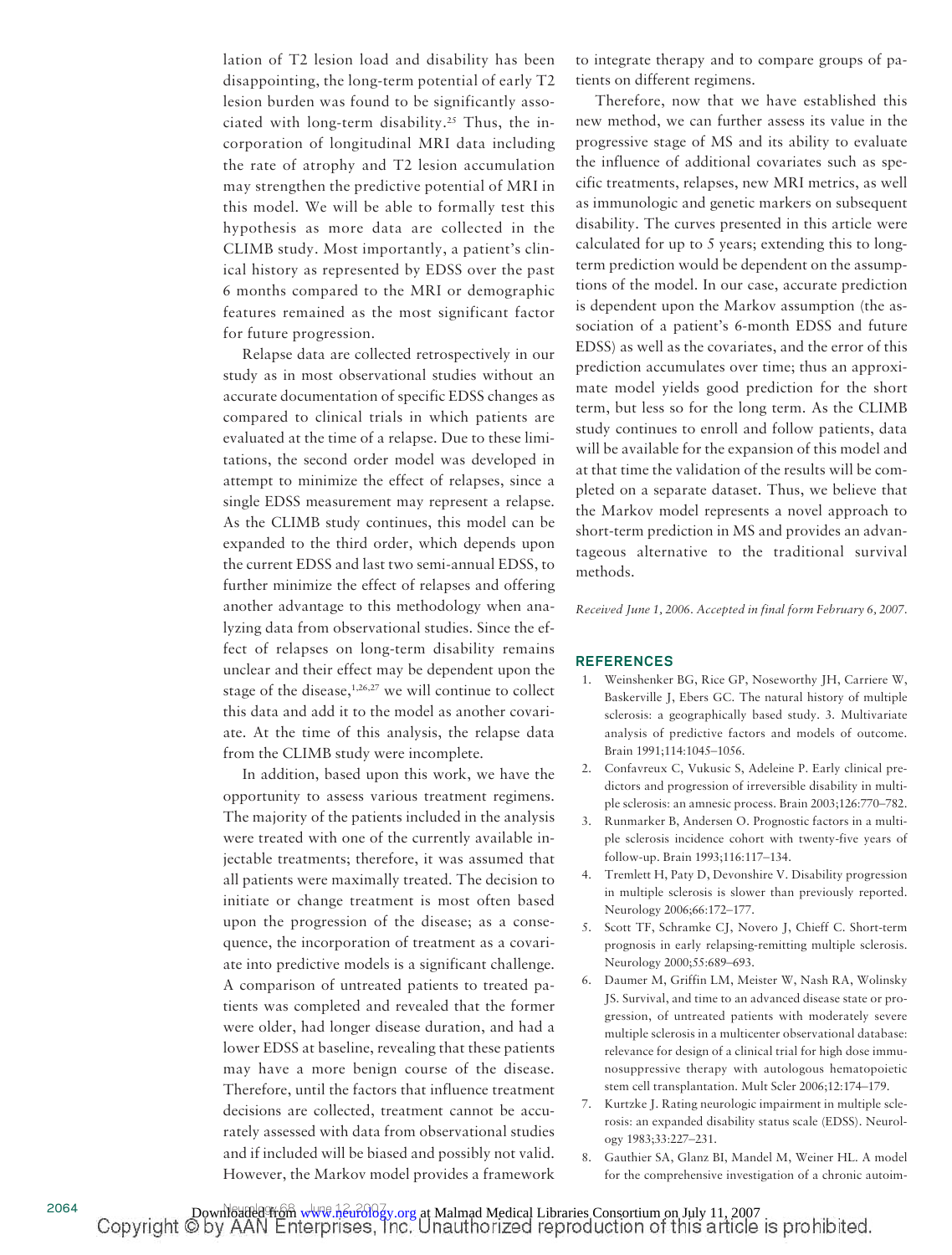lation of T2 lesion load and disability has been disappointing, the long-term potential of early T2 lesion burden was found to be significantly associated with long-term disability.[25] Thus, the incorporation of longitudinal MRI data including the rate of atrophy and T2 lesion accumulation may strengthen the predictive potential of MRI in this model. We will be able to formally test this hypothesis as more data are collected in the CLIMB study. Most importantly, a patient's clinical history as represented by EDSS over the past 6 months compared to the MRI or demographic features remained as the most significant factor for future progression.

Relapse data are collected retrospectively in our study as in most observational studies without an accurate documentation of specific EDSS changes as compared to clinical trials in which patients are evaluated at the time of a relapse. Due to these limitations, the second order model was developed in attempt to minimize the effect of relapses, since a single EDSS measurement may represent a relapse. As the CLIMB study continues, this model can be expanded to the third order, which depends upon the current EDSS and last two semi-annual EDSS, to further minimize the effect of relapses and offering another advantage to this methodology when analyzing data from observational studies. Since the effect of relapses on long-term disability remains unclear and their effect may be dependent upon the stage of the disease,[1,26,27] we will continue to collect this data and add it to the model as another covariate. At the time of this analysis, the relapse data from the CLIMB study were incomplete.

In addition, based upon this work, we have the opportunity to assess various treatment regimens. The majority of the patients included in the analysis were treated with one of the currently available injectable treatments; therefore, it was assumed that all patients were maximally treated. The decision to initiate or change treatment is most often based upon the progression of the disease; as a consequence, the incorporation of treatment as a covariate into predictive models is a significant challenge. A comparison of untreated patients to treated patients was completed and revealed that the former were older, had longer disease duration, and had a lower EDSS at baseline, revealing that these patients may have a more benign course of the disease. Therefore, until the factors that influence treatment decisions are collected, treatment cannot be accurately assessed with data from observational studies and if included will be biased and possibly not valid. However, the Markov model provides a framework to integrate therapy and to compare groups of patients on different regimens.

Therefore, now that we have established this new method, we can further assess its value in the progressive stage of MS and its ability to evaluate the influence of additional covariates such as specific treatments, relapses, new MRI metrics, as well as immunologic and genetic markers on subsequent disability. The curves presented in this article were calculated for up to 5 years; extending this to long-term prediction would be dependent on the assumptions of the model. In our case, accurate prediction is dependent upon the Markov assumption (the association of a patient's 6-month EDSS and future EDSS) as well as the covariates, and the error of this prediction accumulates over time; thus an approximate model yields good prediction for the short term, but less so for the long term. As the CLIMB study continues to enroll and follow patients, data will be available for the expansion of this model and at that time the validation of the results will be completed on a separate dataset. Thus, we believe that the Markov model represents a novel approach to short-term prediction in MS and provides an advantageous alternative to the traditional survival methods.

*Received June 1, 2006. Accepted in final form February 6, 2007.*

## REFERENCES

1. Weinshenker BG, Rice GP, Noseworthy JH, Carriere W, Baskerville J, Ebers GC. The natural history of multiple sclerosis: a geographically based study. 3. Multivariate analysis of predictive factors and models of outcome. Brain 1991;114:1045–1056.
2. Confavreux C, Vukusic S, Adeleine P. Early clinical predictors and progression of irreversible disability in multiple sclerosis: an amnesic process. Brain 2003;126:770–782.
3. Runmarker B, Andersen O. Prognostic factors in a multiple sclerosis incidence cohort with twenty-five years of follow-up. Brain 1993;116:117–134.
4. Tremlett H, Paty D, Devonshire V. Disability progression in multiple sclerosis is slower than previously reported. Neurology 2006;66:172–177.
5. Scott TF, Schramke CJ, Novero J, Chieff C. Short-term prognosis in early relapsing-remitting multiple sclerosis. Neurology 2000;55:689–693.
6. Daumer M, Griffin LM, Meister W, Nash RA, Wolinsky JS. Survival, and time to an advanced disease state or progression, of untreated patients with moderately severe multiple sclerosis in a multicenter observational database: relevance for design of a clinical trial for high dose immunosuppressive therapy with autologous hematopoietic stem cell transplantation. Mult Scler 2006;12:174–179.
7. Kurtzke J. Rating neurologic impairment in multiple sclerosis: an expanded disability status scale (EDSS). Neurology 1983;33:227–231.
8. Gauthier SA, Glanz BI, Mandel M, Weiner HL. A model for the comprehensive investigation of a chronic autoim-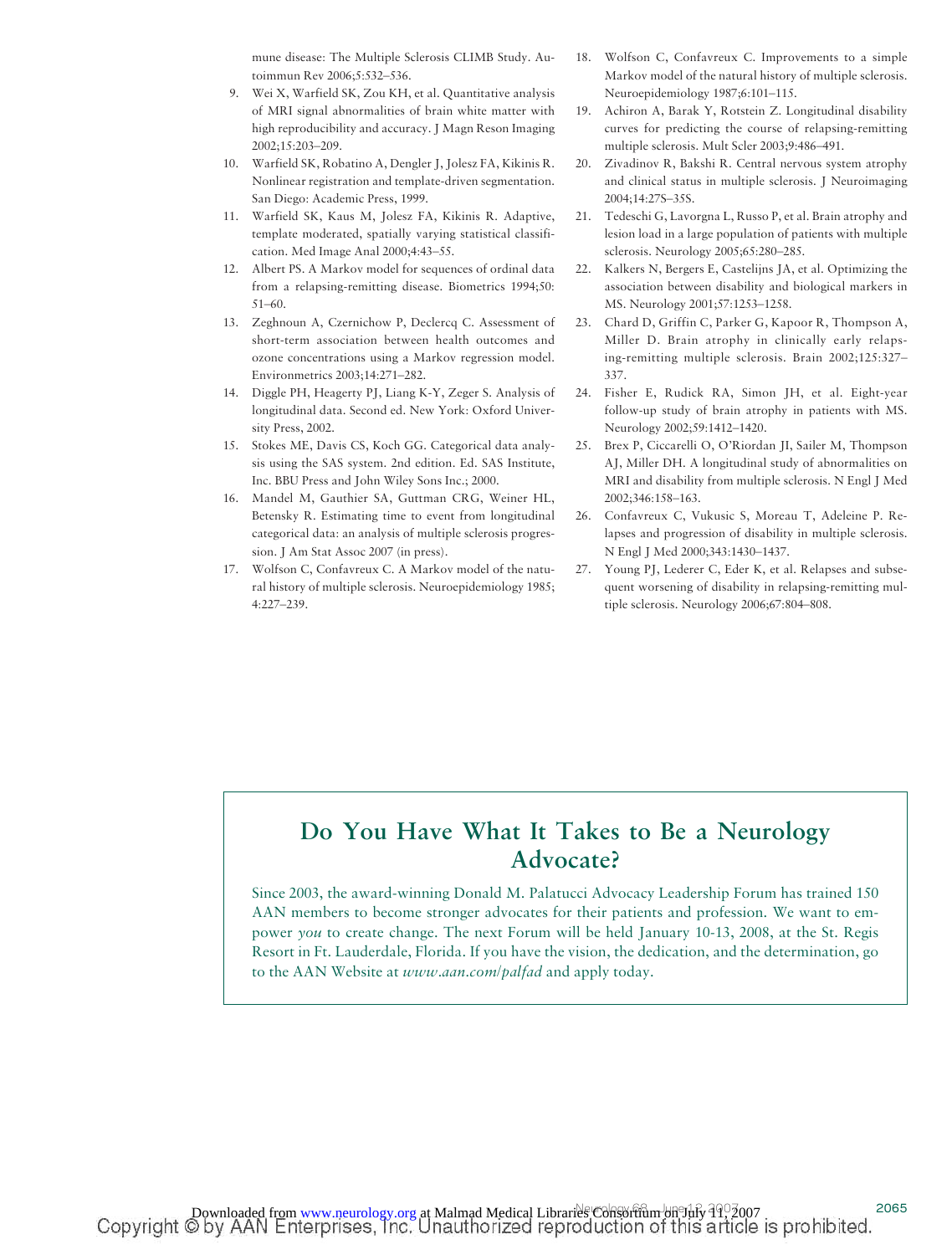mune disease: The Multiple Sclerosis CLIMB Study. Autoimmun Rev 2006;5:532–536.

9. Wei X, Warfield SK, Zou KH, et al. Quantitative analysis of MRI signal abnormalities of brain white matter with high reproducibility and accuracy. J Magn Reson Imaging 2002;15:203–209.
10. Warfield SK, Robatino A, Dengler J, Jolesz FA, Kikinis R. Nonlinear registration and template-driven segmentation. San Diego: Academic Press, 1999.
11. Warfield SK, Kaus M, Jolesz FA, Kikinis R. Adaptive, template moderated, spatially varying statistical classification. Med Image Anal 2000;4:43–55.
12. Albert PS. A Markov model for sequences of ordinal data from a relapsing-remitting disease. Biometrics 1994;50: 51–60.
13. Zeghnoun A, Czernichow P, Declercq C. Assessment of short-term association between health outcomes and ozone concentrations using a Markov regression model. Environmetrics 2003;14:271–282.
14. Diggle PH, Heagerty PJ, Liang K-Y, Zeger S. Analysis of longitudinal data. Second ed. New York: Oxford University Press, 2002.
15. Stokes ME, Davis CS, Koch GG. Categorical data analysis using the SAS system. 2nd edition. Ed. SAS Institute, Inc. BBU Press and John Wiley Sons Inc.; 2000.
16. Mandel M, Gauthier SA, Guttman CRG, Weiner HL, Betensky R. Estimating time to event from longitudinal categorical data: an analysis of multiple sclerosis progression. J Am Stat Assoc 2007 (in press).
17. Wolfson C, Confavreux C. A Markov model of the natural history of multiple sclerosis. Neuroepidemiology 1985; 4:227–239.
18. Wolfson C, Confavreux C. Improvements to a simple Markov model of the natural history of multiple sclerosis. Neuroepidemiology 1987;6:101–115.
19. Achiron A, Barak Y, Rotstein Z. Longitudinal disability curves for predicting the course of relapsing-remitting multiple sclerosis. Mult Scler 2003;9:486–491.
20. Zivadinov R, Bakshi R. Central nervous system atrophy and clinical status in multiple sclerosis. J Neuroimaging 2004;14:27S–35S.
21. Tedeschi G, Lavorgna L, Russo P, et al. Brain atrophy and lesion load in a large population of patients with multiple sclerosis. Neurology 2005;65:280–285.
22. Kalkers N, Bergers E, Castelijns JA, et al. Optimizing the association between disability and biological markers in MS. Neurology 2001;57:1253–1258.
23. Chard D, Griffin C, Parker G, Kapoor R, Thompson A, Miller D. Brain atrophy in clinically early relapsing-remitting multiple sclerosis. Brain 2002;125:327–337.
24. Fisher E, Rudick RA, Simon JH, et al. Eight-year follow-up study of brain atrophy in patients with MS. Neurology 2002;59:1412–1420.
25. Brex P, Ciccarelli O, O'Riordan JI, Sailer M, Thompson AJ, Miller DH. A longitudinal study of abnormalities on MRI and disability from multiple sclerosis. N Engl J Med 2002;346:158–163.
26. Confavreux C, Vukusic S, Moreau T, Adeleine P. Relapses and progression of disability in multiple sclerosis. N Engl J Med 2000;343:1430–1437.
27. Young PJ, Lederer C, Eder K, et al. Relapses and subsequent worsening of disability in relapsing-remitting multiple sclerosis. Neurology 2006;67:804–808.

## Do You Have What It Takes to Be a Neurology Advocate?

Since 2003, the award-winning Donald M. Palatucci Advocacy Leadership Forum has trained 150 AAN members to become stronger advocates for their patients and profession. We want to empower *you* to create change. The next Forum will be held January 10-13, 2008, at the St. Regis Resort in Ft. Lauderdale, Florida. If you have the vision, the dedication, and the determination, go to the AAN Website at *www.aan.com/palfad* and apply today.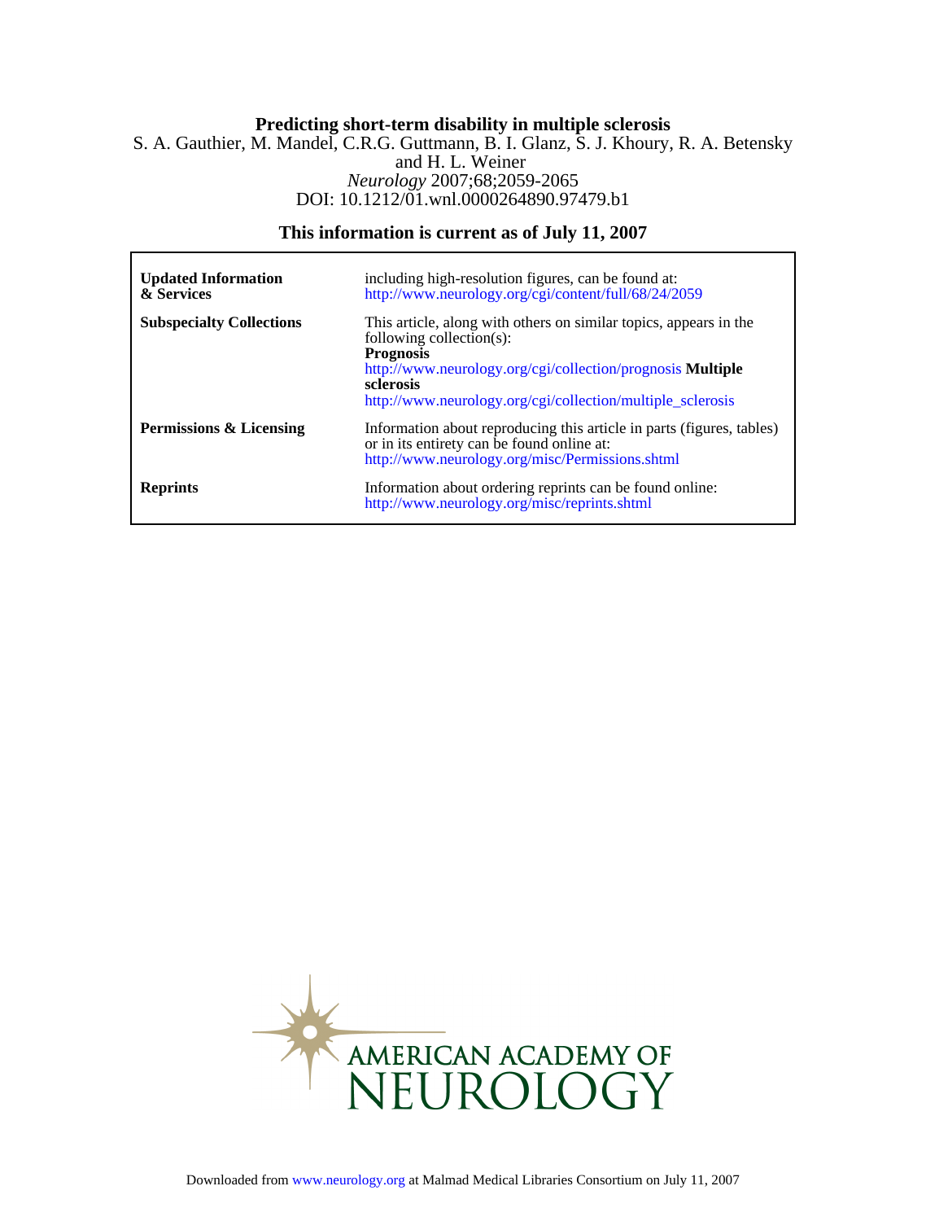**Predicting short-term disability in multiple sclerosis**

S. A. Gauthier, M. Mandel, C.R.G. Guttmann, B. I. Glanz, S. J. Khoury, R. A. Betensky and H. L. Weiner

*Neurology* 2007;68;2059-2065

DOI: 10.1212/01.wnl.0000264890.97479.b1

**This information is current as of July 11, 2007**

| | |
|---|---|
| **Updated Information & Services** | including high-resolution figures, can be found at: http://www.neurology.org/cgi/content/full/68/24/2059 |
| **Subspecialty Collections** | This article, along with others on similar topics, appears in the following collection(s): **Prognosis** http://www.neurology.org/cgi/collection/prognosis **Multiple sclerosis** http://www.neurology.org/cgi/collection/multiple_sclerosis |
| **Permissions & Licensing** | Information about reproducing this article in parts (figures, tables) or in its entirety can be found online at: http://www.neurology.org/misc/Permissions.shtml |
| **Reprints** | Information about ordering reprints can be found online: http://www.neurology.org/misc/reprints.shtml |

AMERICAN ACADEMY OF NEUROLOGY

Downloaded from www.neurology.org at Malmad Medical Libraries Consortium on July 11, 2007